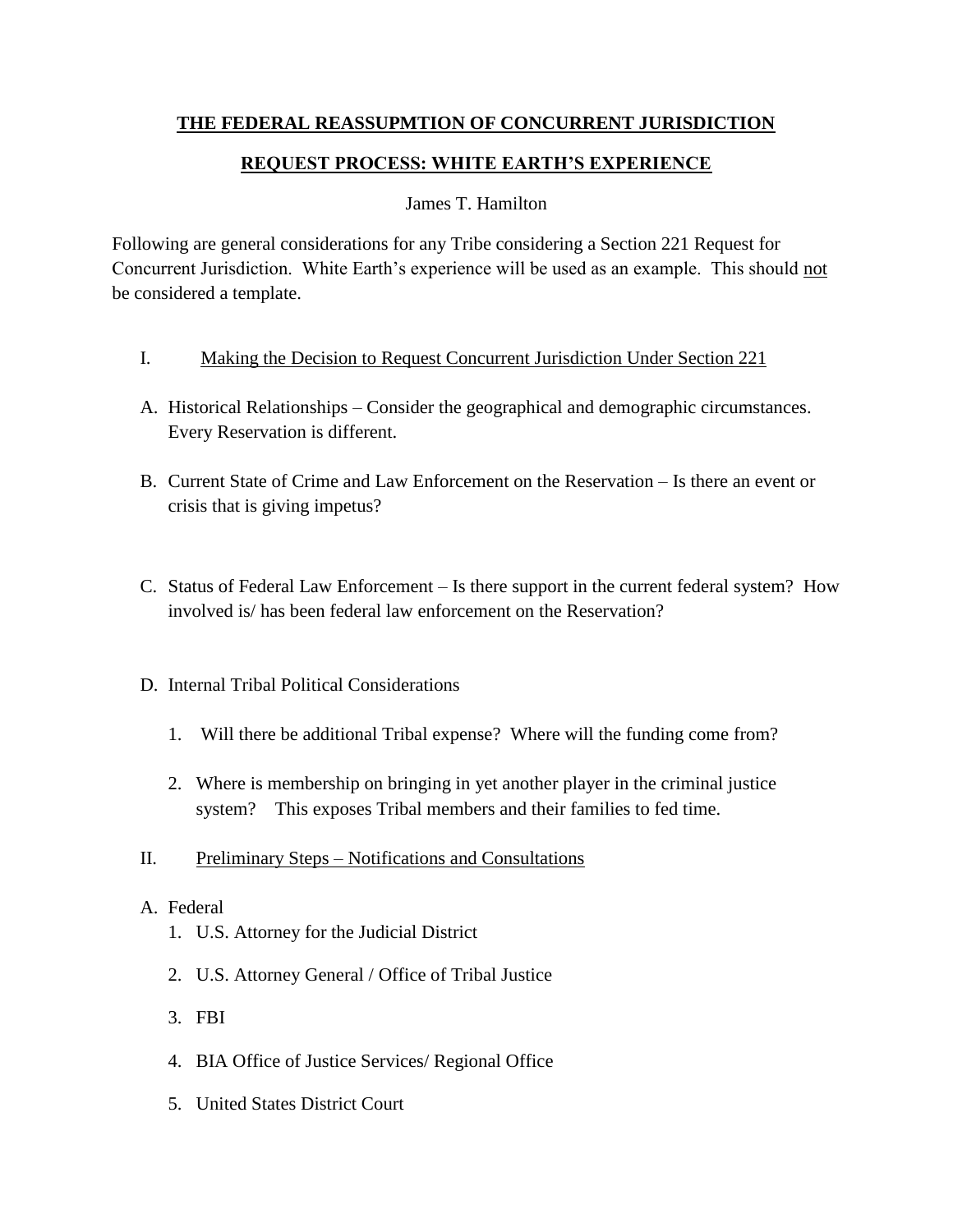# THE FEDERAL REASSUPMTION OF CONCURRENT JURISDICTION

## REQUEST PROCESS: WHITE EARTH'S EXPERIENCE

James T. Hamilton

Following are general considerations for any Tribe considering a Section 221 Request for Concurrent Jurisdiction. White Earth's experience will be used as an example. This should <u>not</u> be considered a template.

I. <u>Making the Decision to Request Concurrent Jurisdiction Under Section 221</u>

A. Historical Relationships – Consider the geographical and demographic circumstances. Every Reservation is different.

B. Current State of Crime and Law Enforcement on the Reservation – Is there an event or crisis that is giving impetus?

C. Status of Federal Law Enforcement – Is there support in the current federal system? How involved is/ has been federal law enforcement on the Reservation?

D. Internal Tribal Political Considerations

1. Will there be additional Tribal expense? Where will the funding come from?

2. Where is membership on bringing in yet another player in the criminal justice system? This exposes Tribal members and their families to fed time.

II. <u>Preliminary Steps – Notifications and Consultations</u>

A. Federal

1. U.S. Attorney for the Judicial District

2. U.S. Attorney General / Office of Tribal Justice

3. FBI

4. BIA Office of Justice Services/ Regional Office

5. United States District Court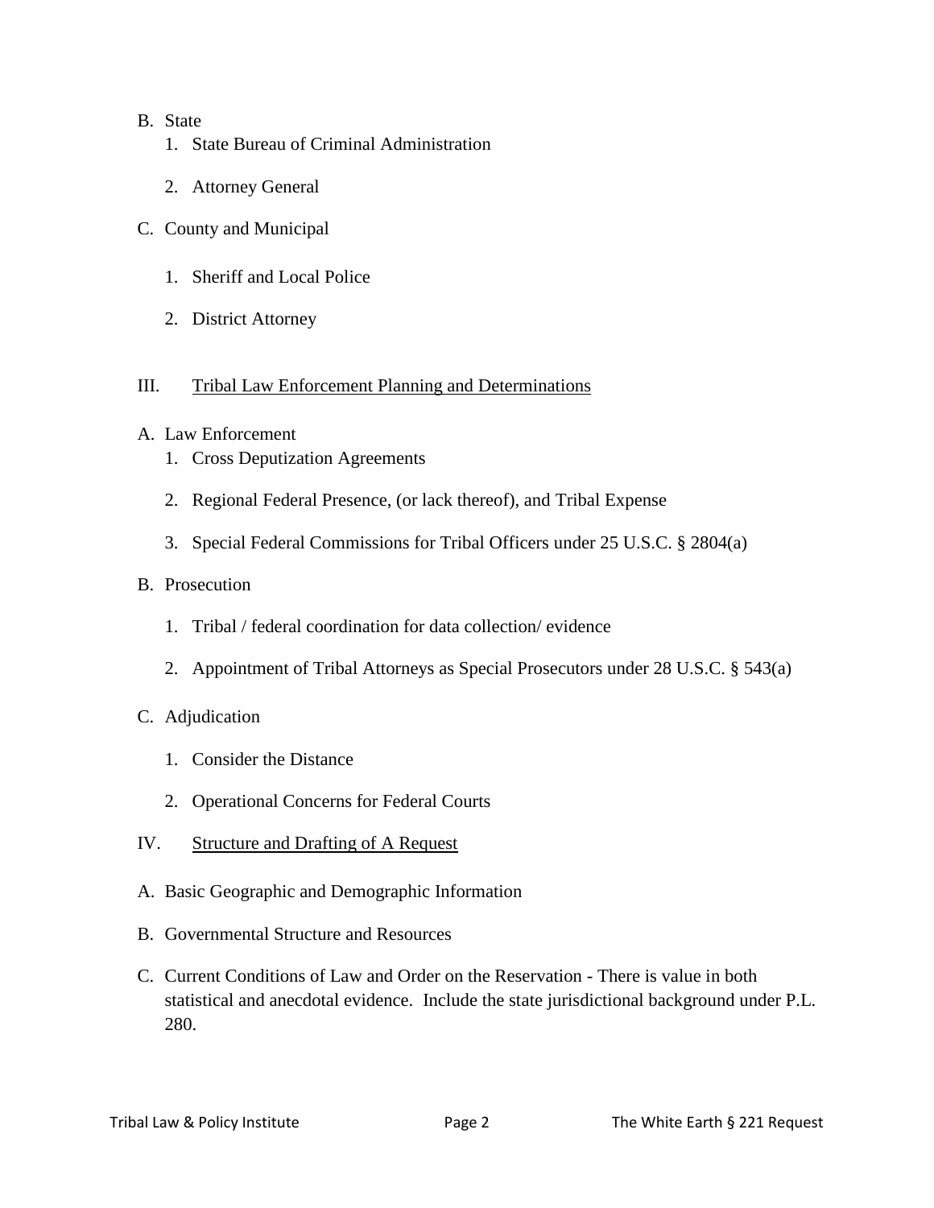B. State
   1. State Bureau of Criminal Administration

   2. Attorney General

C. County and Municipal

   1. Sheriff and Local Police

   2. District Attorney

## III. Tribal Law Enforcement Planning and Determinations

A. Law Enforcement
   1. Cross Deputization Agreements

   2. Regional Federal Presence, (or lack thereof), and Tribal Expense

   3. Special Federal Commissions for Tribal Officers under 25 U.S.C. § 2804(a)

B. Prosecution

   1. Tribal / federal coordination for data collection/ evidence

   2. Appointment of Tribal Attorneys as Special Prosecutors under 28 U.S.C. § 543(a)

C. Adjudication

   1. Consider the Distance

   2. Operational Concerns for Federal Courts

## IV. Structure and Drafting of A Request

A. Basic Geographic and Demographic Information

B. Governmental Structure and Resources

C. Current Conditions of Law and Order on the Reservation - There is value in both statistical and anecdotal evidence. Include the state jurisdictional background under P.L. 280.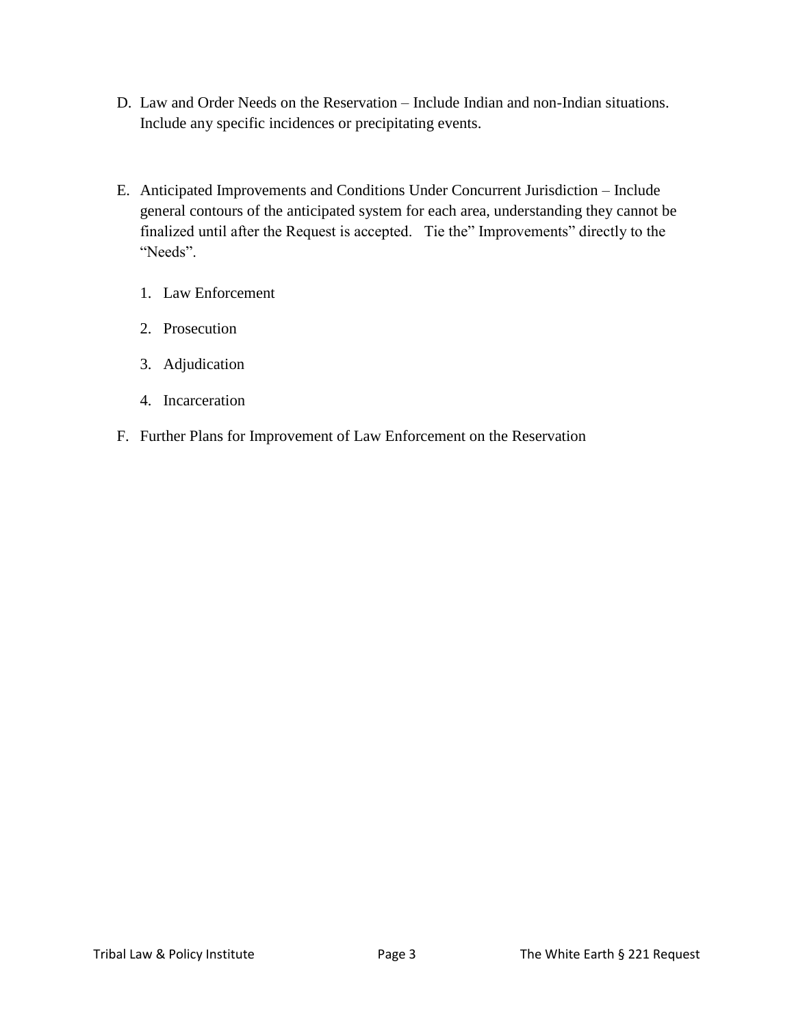D. Law and Order Needs on the Reservation – Include Indian and non-Indian situations. Include any specific incidences or precipitating events.

E. Anticipated Improvements and Conditions Under Concurrent Jurisdiction – Include general contours of the anticipated system for each area, understanding they cannot be finalized until after the Request is accepted. Tie the" Improvements" directly to the "Needs".

   1. Law Enforcement
   2. Prosecution
   3. Adjudication
   4. Incarceration

F. Further Plans for Improvement of Law Enforcement on the Reservation